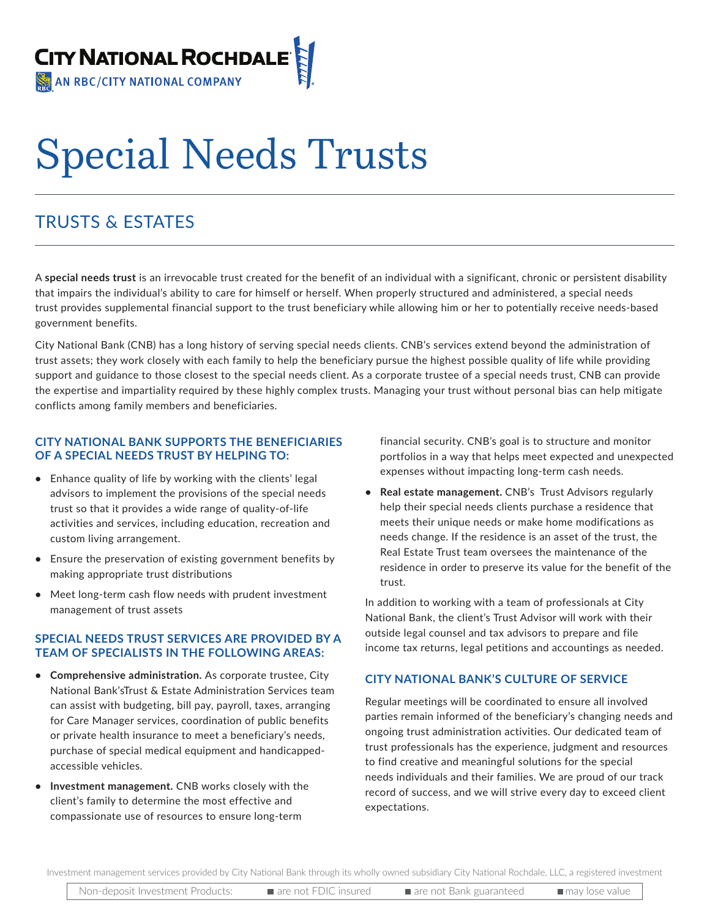CITY NATIONAL ROCHDALE
AN RBC/CITY NATIONAL COMPANY

# Special Needs Trusts

## TRUSTS & ESTATES

A **special needs trust** is an irrevocable trust created for the benefit of an individual with a significant, chronic or persistent disability that impairs the individual's ability to care for himself or herself. When properly structured and administered, a special needs trust provides supplemental financial support to the trust beneficiary while allowing him or her to potentially receive needs-based government benefits.

City National Bank (CNB) has a long history of serving special needs clients. CNB's services extend beyond the administration of trust assets; they work closely with each family to help the beneficiary pursue the highest possible quality of life while providing support and guidance to those closest to the special needs client. As a corporate trustee of a special needs trust, CNB can provide the expertise and impartiality required by these highly complex trusts. Managing your trust without personal bias can help mitigate conflicts among family members and beneficiaries.

### CITY NATIONAL BANK SUPPORTS THE BENEFICIARIES OF A SPECIAL NEEDS TRUST BY HELPING TO:

- Enhance quality of life by working with the clients' legal advisors to implement the provisions of the special needs trust so that it provides a wide range of quality-of-life activities and services, including education, recreation and custom living arrangement.
- Ensure the preservation of existing government benefits by making appropriate trust distributions
- Meet long-term cash flow needs with prudent investment management of trust assets

### SPECIAL NEEDS TRUST SERVICES ARE PROVIDED BY A TEAM OF SPECIALISTS IN THE FOLLOWING AREAS:

- **Comprehensive administration.** As corporate trustee, City National Bank'sTrust & Estate Administration Services team can assist with budgeting, bill pay, payroll, taxes, arranging for Care Manager services, coordination of public benefits or private health insurance to meet a beneficiary's needs, purchase of special medical equipment and handicapped-accessible vehicles.
- **Investment management.** CNB works closely with the client's family to determine the most effective and compassionate use of resources to ensure long-term financial security. CNB's goal is to structure and monitor portfolios in a way that helps meet expected and unexpected expenses without impacting long-term cash needs.
- **Real estate management.** CNB's Trust Advisors regularly help their special needs clients purchase a residence that meets their unique needs or make home modifications as needs change. If the residence is an asset of the trust, the Real Estate Trust team oversees the maintenance of the residence in order to preserve its value for the benefit of the trust.

In addition to working with a team of professionals at City National Bank, the client's Trust Advisor will work with their outside legal counsel and tax advisors to prepare and file income tax returns, legal petitions and accountings as needed.

### CITY NATIONAL BANK'S CULTURE OF SERVICE

Regular meetings will be coordinated to ensure all involved parties remain informed of the beneficiary's changing needs and ongoing trust administration activities. Our dedicated team of trust professionals has the experience, judgment and resources to find creative and meaningful solutions for the special needs individuals and their families. We are proud of our track record of success, and we will strive every day to exceed client expectations.

Investment management services provided by City National Bank through its wholly owned subsidiary City National Rochdale, LLC, a registered investment

| Non-deposit Investment Products: | ■ are not FDIC insured | ■ are not Bank guaranteed | ■ may lose value |
|---|---|---|---|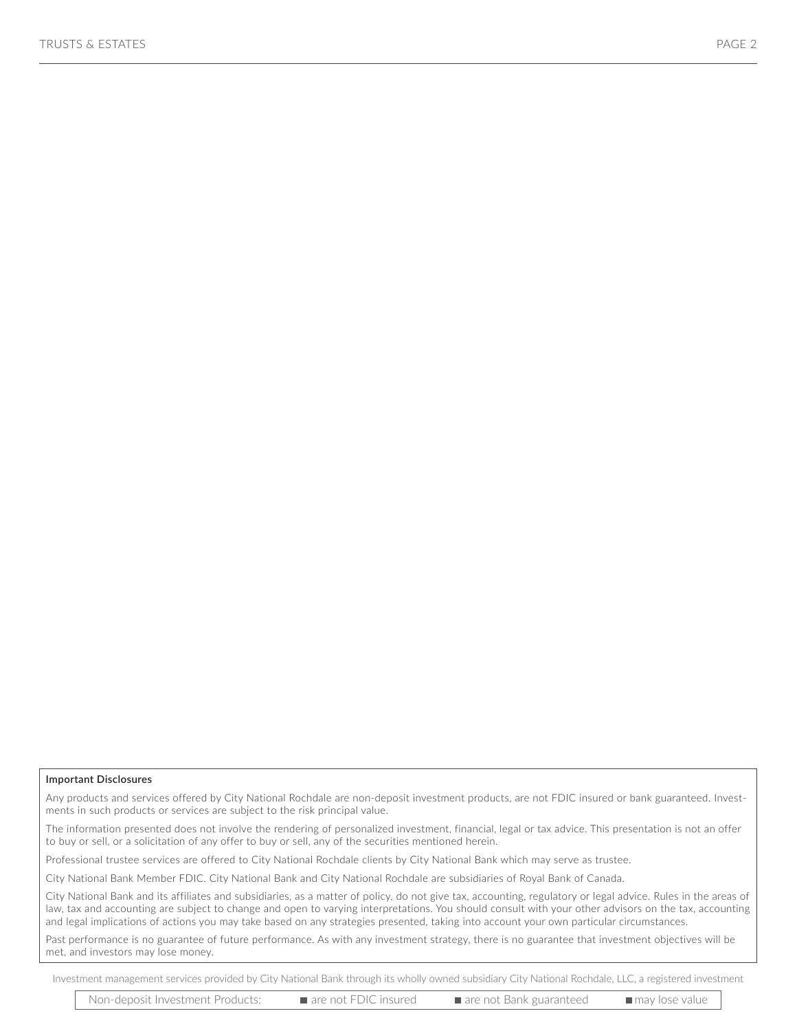**Important Disclosures**

Any products and services offered by City National Rochdale are non-deposit investment products, are not FDIC insured or bank guaranteed. Investments in such products or services are subject to the risk principal value.

The information presented does not involve the rendering of personalized investment, financial, legal or tax advice. This presentation is not an offer to buy or sell, or a solicitation of any offer to buy or sell, any of the securities mentioned herein.

Professional trustee services are offered to City National Rochdale clients by City National Bank which may serve as trustee.

City National Bank Member FDIC. City National Bank and City National Rochdale are subsidiaries of Royal Bank of Canada.

City National Bank and its affiliates and subsidiaries, as a matter of policy, do not give tax, accounting, regulatory or legal advice. Rules in the areas of law, tax and accounting are subject to change and open to varying interpretations. You should consult with your other advisors on the tax, accounting and legal implications of actions you may take based on any strategies presented, taking into account your own particular circumstances.

Past performance is no guarantee of future performance. As with any investment strategy, there is no guarantee that investment objectives will be met, and investors may lose money.

Investment management services provided by City National Bank through its wholly owned subsidiary City National Rochdale, LLC, a registered investment

Non-deposit Investment Products: ■ are not FDIC insured ■ are not Bank guaranteed ■ may lose value